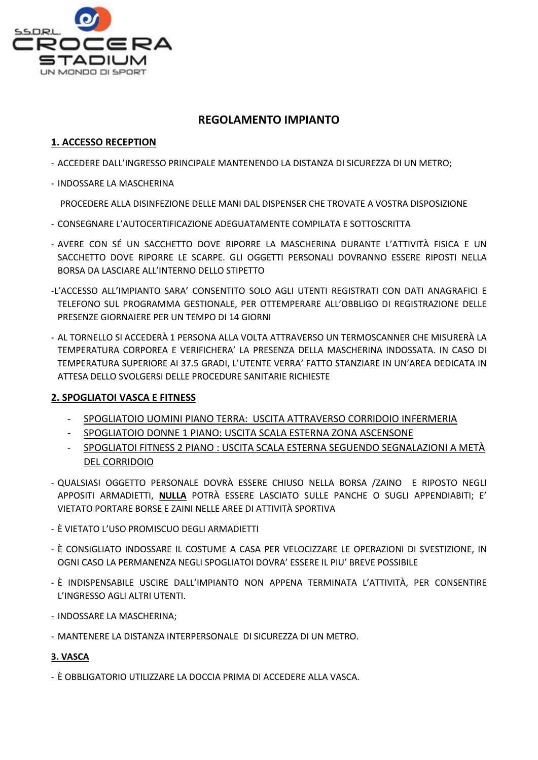S.S.D.R.L.
CROCERA
STADIUM
UN MONDO DI SPORT

# REGOLAMENTO IMPIANTO

## 1. ACCESSO RECEPTION

- ACCEDERE DALL'INGRESSO PRINCIPALE MANTENENDO LA DISTANZA DI SICUREZZA DI UN METRO;
- INDOSSARE LA MASCHERINA

  PROCEDERE ALLA DISINFEZIONE DELLE MANI DAL DISPENSER CHE TROVATE A VOSTRA DISPOSIZIONE
- CONSEGNARE L'AUTOCERTIFICAZIONE ADEGUATAMENTE COMPILATA E SOTTOSCRITTA
- AVERE CON SÉ UN SACCHETTO DOVE RIPORRE LA MASCHERINA DURANTE L'ATTIVITÀ FISICA E UN SACCHETTO DOVE RIPORRE LE SCARPE. GLI OGGETTI PERSONALI DOVRANNO ESSERE RIPOSTI NELLA BORSA DA LASCIARE ALL'INTERNO DELLO STIPETTO
- L'ACCESSO ALL'IMPIANTO SARA' CONSENTITO SOLO AGLI UTENTI REGISTRATI CON DATI ANAGRAFICI E TELEFONO SUL PROGRAMMA GESTIONALE, PER OTTEMPERARE ALL'OBBLIGO DI REGISTRAZIONE DELLE PRESENZE GIORNAIERE PER UN TEMPO DI 14 GIORNI
- AL TORNELLO SI ACCEDERÀ 1 PERSONA ALLA VOLTA ATTRAVERSO UN TERMOSCANNER CHE MISURERÀ LA TEMPERATURA CORPOREA E VERIFICHERA' LA PRESENZA DELLA MASCHERINA INDOSSATA. IN CASO DI TEMPERATURA SUPERIORE AI 37.5 GRADI, L'UTENTE VERRA' FATTO STANZIARE IN UN'AREA DEDICATA IN ATTESA DELLO SVOLGERSI DELLE PROCEDURE SANITARIE RICHIESTE

## 2. SPOGLIATOI VASCA E FITNESS

- SPOGLIATOIO UOMINI PIANO TERRA: USCITA ATTRAVERSO CORRIDOIO INFERMERIA
- SPOGLIATOIO DONNE 1 PIANO: USCITA SCALA ESTERNA ZONA ASCENSONE
- SPOGLIATOI FITNESS 2 PIANO : USCITA SCALA ESTERNA SEGUENDO SEGNALAZIONI A METÀ DEL CORRIDOIO

- QUALSIASI OGGETTO PERSONALE DOVRÀ ESSERE CHIUSO NELLA BORSA /ZAINO E RIPOSTO NEGLI APPOSITI ARMADIETTI, **NULLA** POTRÀ ESSERE LASCIATO SULLE PANCHE O SUGLI APPENDIABITI; E' VIETATO PORTARE BORSE E ZAINI NELLE AREE DI ATTIVITÀ SPORTIVA
- È VIETATO L'USO PROMISCUO DEGLI ARMADIETTI
- È CONSIGLIATO INDOSSARE IL COSTUME A CASA PER VELOCIZZARE LE OPERAZIONI DI SVESTIZIONE, IN OGNI CASO LA PERMANENZA NEGLI SPOGLIATOI DOVRA' ESSERE IL PIU' BREVE POSSIBILE
- È INDISPENSABILE USCIRE DALL'IMPIANTO NON APPENA TERMINATA L'ATTIVITÀ, PER CONSENTIRE L'INGRESSO AGLI ALTRI UTENTI.
- INDOSSARE LA MASCHERINA;
- MANTENERE LA DISTANZA INTERPERSONALE DI SICUREZZA DI UN METRO.

## 3. VASCA

- È OBBLIGATORIO UTILIZZARE LA DOCCIA PRIMA DI ACCEDERE ALLA VASCA.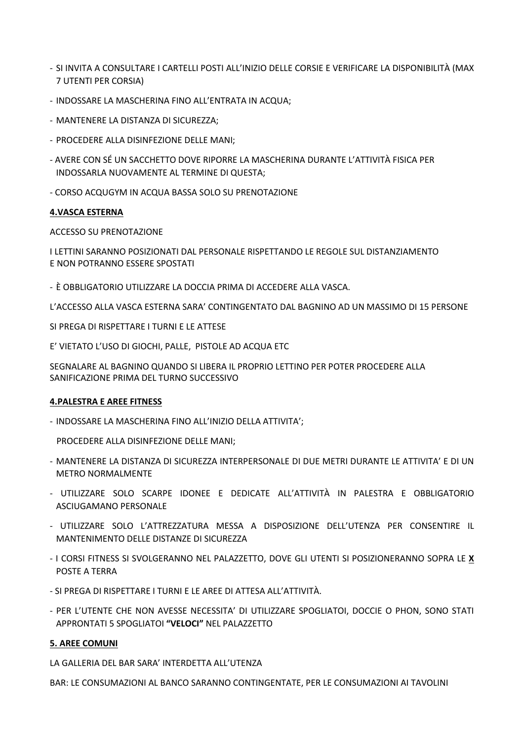- SI INVITA A CONSULTARE I CARTELLI POSTI ALL'INIZIO DELLE CORSIE E VERIFICARE LA DISPONIBILITÀ (MAX 7 UTENTI PER CORSIA)
- INDOSSARE LA MASCHERINA FINO ALL'ENTRATA IN ACQUA;
- MANTENERE LA DISTANZA DI SICUREZZA;
- PROCEDERE ALLA DISINFEZIONE DELLE MANI;
- AVERE CON SÉ UN SACCHETTO DOVE RIPORRE LA MASCHERINA DURANTE L'ATTIVITÀ FISICA PER INDOSSARLA NUOVAMENTE AL TERMINE DI QUESTA;
- CORSO ACQUGYM IN ACQUA BASSA SOLO SU PRENOTAZIONE

**4.VASCA ESTERNA**

ACCESSO SU PRENOTAZIONE

I LETTINI SARANNO POSIZIONATI DAL PERSONALE RISPETTANDO LE REGOLE SUL DISTANZIAMENTO E NON POTRANNO ESSERE SPOSTATI

- È OBBLIGATORIO UTILIZZARE LA DOCCIA PRIMA DI ACCEDERE ALLA VASCA.

L'ACCESSO ALLA VASCA ESTERNA SARA' CONTINGENTATO DAL BAGNINO AD UN MASSIMO DI 15 PERSONE

SI PREGA DI RISPETTARE I TURNI E LE ATTESE

E' VIETATO L'USO DI GIOCHI, PALLE, PISTOLE AD ACQUA ETC

SEGNALARE AL BAGNINO QUANDO SI LIBERA IL PROPRIO LETTINO PER POTER PROCEDERE ALLA SANIFICAZIONE PRIMA DEL TURNO SUCCESSIVO

**4.PALESTRA E AREE FITNESS**

- INDOSSARE LA MASCHERINA FINO ALL'INIZIO DELLA ATTIVITA';

  PROCEDERE ALLA DISINFEZIONE DELLE MANI;

- MANTENERE LA DISTANZA DI SICUREZZA INTERPERSONALE DI DUE METRI DURANTE LE ATTIVITA' E DI UN METRO NORMALMENTE
- UTILIZZARE SOLO SCARPE IDONEE E DEDICATE ALL'ATTIVITÀ IN PALESTRA E OBBLIGATORIO ASCIUGAMANO PERSONALE
- UTILIZZARE SOLO L'ATTREZZATURA MESSA A DISPOSIZIONE DELL'UTENZA PER CONSENTIRE IL MANTENIMENTO DELLE DISTANZE DI SICUREZZA
- I CORSI FITNESS SI SVOLGERANNO NEL PALAZZETTO, DOVE GLI UTENTI SI POSIZIONERANNO SOPRA LE **X** POSTE A TERRA
- SI PREGA DI RISPETTARE I TURNI E LE AREE DI ATTESA ALL'ATTIVITÀ.
- PER L'UTENTE CHE NON AVESSE NECESSITA' DI UTILIZZARE SPOGLIATOI, DOCCIE O PHON, SONO STATI APPRONTATI 5 SPOGLIATOI **"VELOCI"** NEL PALAZZETTO

**5. AREE COMUNI**

LA GALLERIA DEL BAR SARA' INTERDETTA ALL'UTENZA

BAR: LE CONSUMAZIONI AL BANCO SARANNO CONTINGENTATE, PER LE CONSUMAZIONI AI TAVOLINI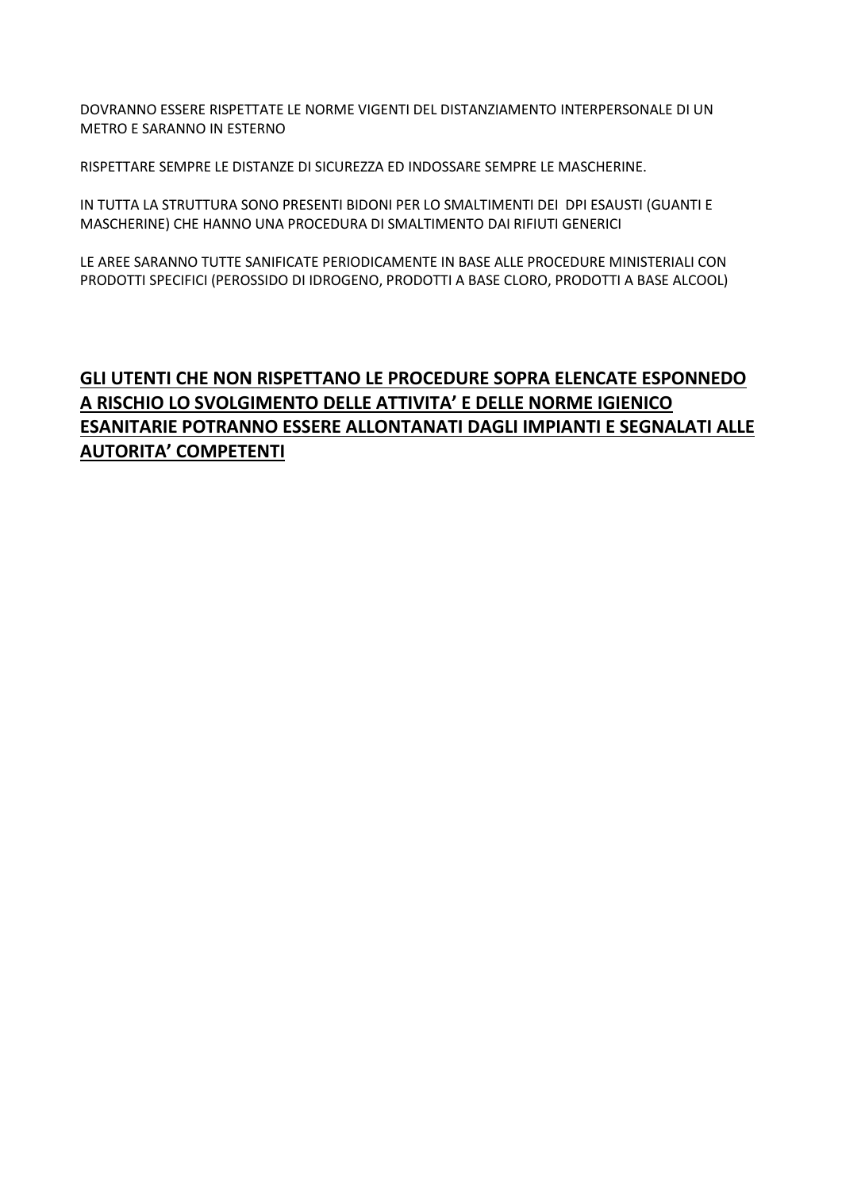DOVRANNO ESSERE RISPETTATE LE NORME VIGENTI DEL DISTANZIAMENTO INTERPERSONALE DI UN METRO E SARANNO IN ESTERNO

RISPETTARE SEMPRE LE DISTANZE DI SICUREZZA ED INDOSSARE SEMPRE LE MASCHERINE.

IN TUTTA LA STRUTTURA SONO PRESENTI BIDONI PER LO SMALTIMENTI DEI DPI ESAUSTI (GUANTI E MASCHERINE) CHE HANNO UNA PROCEDURA DI SMALTIMENTO DAI RIFIUTI GENERICI

LE AREE SARANNO TUTTE SANIFICATE PERIODICAMENTE IN BASE ALLE PROCEDURE MINISTERIALI CON PRODOTTI SPECIFICI (PEROSSIDO DI IDROGENO, PRODOTTI A BASE CLORO, PRODOTTI A BASE ALCOOL)

**GLI UTENTI CHE NON RISPETTANO LE PROCEDURE SOPRA ELENCATE ESPONNEDO A RISCHIO LO SVOLGIMENTO DELLE ATTIVITA' E DELLE NORME IGIENICO ESANITARIE POTRANNO ESSERE ALLONTANATI DAGLI IMPIANTI E SEGNALATI ALLE AUTORITA' COMPETENTI**